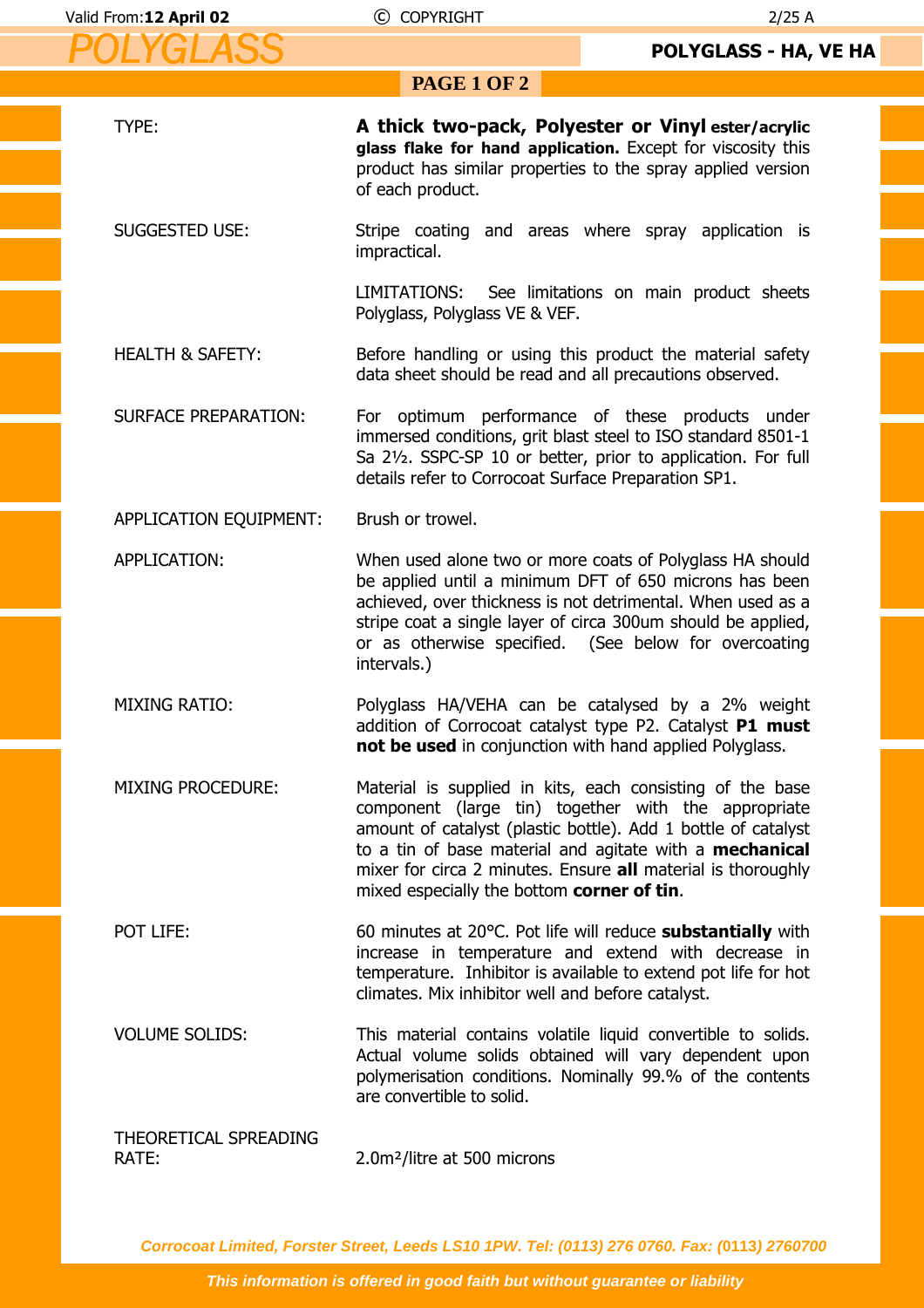# POLYGLASS

## POLYGLASS - HA, VE HA

| | |
|---|---|
| TYPE: | **A thick two-pack, Polyester or Vinyl ester/acrylic glass flake for hand application.** Except for viscosity this product has similar properties to the spray applied version of each product. |
| SUGGESTED USE: | Stripe coating and areas where spray application is impractical. |
| | LIMITATIONS: See limitations on main product sheets Polyglass, Polyglass VE & VEF. |
| HEALTH & SAFETY: | Before handling or using this product the material safety data sheet should be read and all precautions observed. |
| SURFACE PREPARATION: | For optimum performance of these products under immersed conditions, grit blast steel to ISO standard 8501-1 Sa 2½. SSPC-SP 10 or better, prior to application. For full details refer to Corrocoat Surface Preparation SP1. |
| APPLICATION EQUIPMENT: | Brush or trowel. |
| APPLICATION: | When used alone two or more coats of Polyglass HA should be applied until a minimum DFT of 650 microns has been achieved, over thickness is not detrimental. When used as a stripe coat a single layer of circa 300um should be applied, or as otherwise specified. (See below for overcoating intervals.) |
| MIXING RATIO: | Polyglass HA/VEHA can be catalysed by a 2% weight addition of Corrocoat catalyst type P2. Catalyst **P1 must not be used** in conjunction with hand applied Polyglass. |
| MIXING PROCEDURE: | Material is supplied in kits, each consisting of the base component (large tin) together with the appropriate amount of catalyst (plastic bottle). Add 1 bottle of catalyst to a tin of base material and agitate with a **mechanical** mixer for circa 2 minutes. Ensure **all** material is thoroughly mixed especially the bottom **corner of tin**. |
| POT LIFE: | 60 minutes at 20°C. Pot life will reduce **substantially** with increase in temperature and extend with decrease in temperature. Inhibitor is available to extend pot life for hot climates. Mix inhibitor well and before catalyst. |
| VOLUME SOLIDS: | This material contains volatile liquid convertible to solids. Actual volume solids obtained will vary dependent upon polymerisation conditions. Nominally 99.% of the contents are convertible to solid. |
| THEORETICAL SPREADING RATE: | 2.0m²/litre at 500 microns |

*Corrocoat Limited, Forster Street, Leeds LS10 1PW. Tel: (0113) 276 0760. Fax: (0113) 2760700*

*This information is offered in good faith but without guarantee or liability*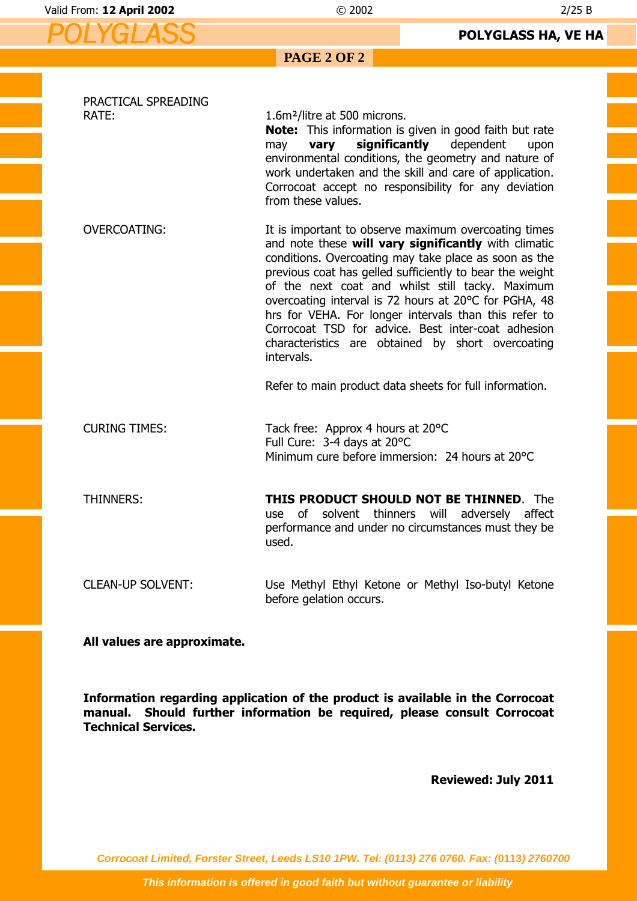| | |
|---|---|
| PRACTICAL SPREADING RATE: | 1.6m²/litre at 500 microns.<br>**Note:** This information is given in good faith but rate may **vary significantly** dependent upon environmental conditions, the geometry and nature of work undertaken and the skill and care of application. Corrocoat accept no responsibility for any deviation from these values. |
| OVERCOATING: | It is important to observe maximum overcoating times and note these **will vary significantly** with climatic conditions. Overcoating may take place as soon as the previous coat has gelled sufficiently to bear the weight of the next coat and whilst still tacky. Maximum overcoating interval is 72 hours at 20°C for PGHA, 48 hrs for VEHA. For longer intervals than this refer to Corrocoat TSD for advice. Best inter-coat adhesion characteristics are obtained by short overcoating intervals.<br><br>Refer to main product data sheets for full information. |
| CURING TIMES: | Tack free: Approx 4 hours at 20°C<br>Full Cure: 3-4 days at 20°C<br>Minimum cure before immersion: 24 hours at 20°C |
| THINNERS: | **THIS PRODUCT SHOULD NOT BE THINNED**. The use of solvent thinners will adversely affect performance and under no circumstances must they be used. |
| CLEAN-UP SOLVENT: | Use Methyl Ethyl Ketone or Methyl Iso-butyl Ketone before gelation occurs. |

**All values are approximate.**

**Information regarding application of the product is available in the Corrocoat manual. Should further information be required, please consult Corrocoat Technical Services.**

**Reviewed: July 2011**

*Corrocoat Limited, Forster Street, Leeds LS10 1PW. Tel: (0113) 276 0760. Fax: (0113) 2760700*

*This information is offered in good faith but without guarantee or liability*